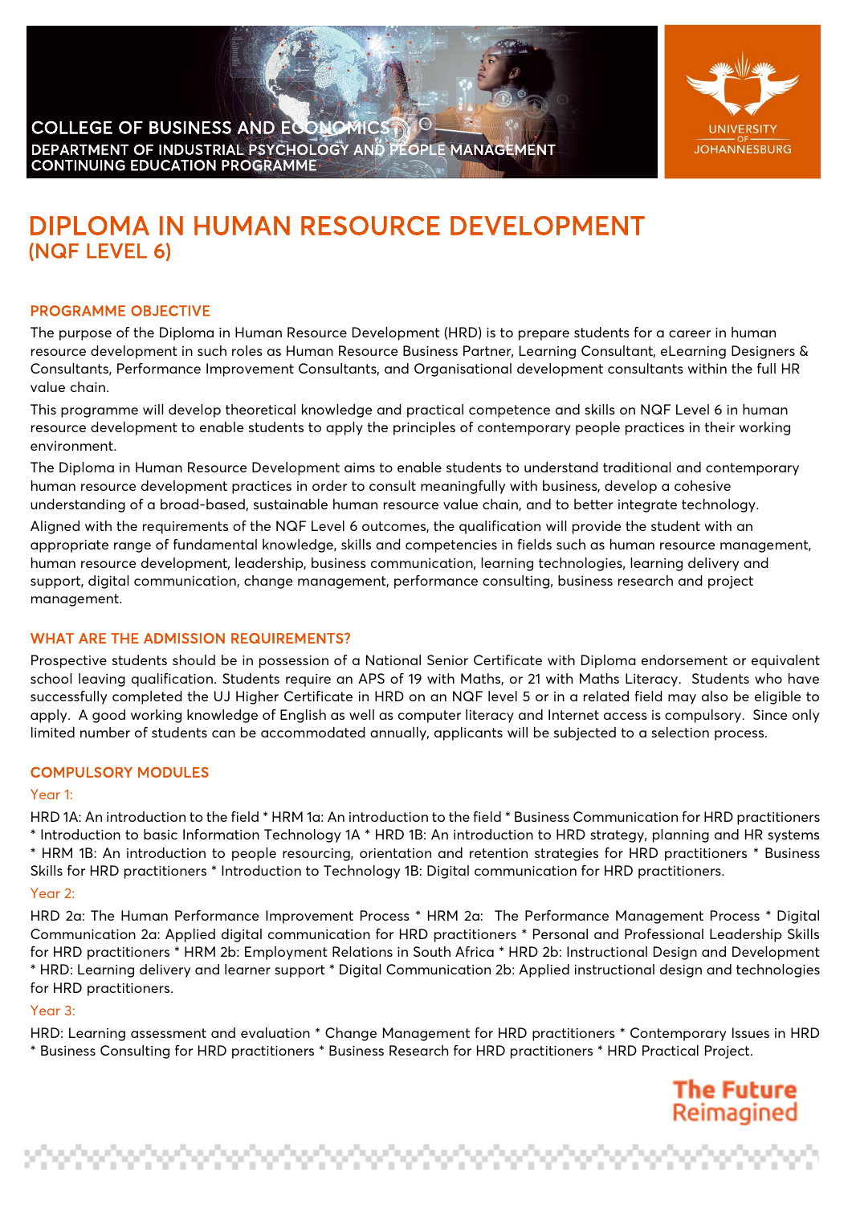COLLEGE OF BUSINESS AND ECONOMICS
DEPARTMENT OF INDUSTRIAL PSYCHOLOGY AND PEOPLE MANAGEMENT
CONTINUING EDUCATION PROGRAMME

UNIVERSITY OF JOHANNESBURG

# DIPLOMA IN HUMAN RESOURCE DEVELOPMENT
## (NQF LEVEL 6)

### PROGRAMME OBJECTIVE

The purpose of the Diploma in Human Resource Development (HRD) is to prepare students for a career in human resource development in such roles as Human Resource Business Partner, Learning Consultant, eLearning Designers & Consultants, Performance Improvement Consultants, and Organisational development consultants within the full HR value chain.

This programme will develop theoretical knowledge and practical competence and skills on NQF Level 6 in human resource development to enable students to apply the principles of contemporary people practices in their working environment.

The Diploma in Human Resource Development aims to enable students to understand traditional and contemporary human resource development practices in order to consult meaningfully with business, develop a cohesive understanding of a broad-based, sustainable human resource value chain, and to better integrate technology.

Aligned with the requirements of the NQF Level 6 outcomes, the qualification will provide the student with an appropriate range of fundamental knowledge, skills and competencies in fields such as human resource management, human resource development, leadership, business communication, learning technologies, learning delivery and support, digital communication, change management, performance consulting, business research and project management.

### WHAT ARE THE ADMISSION REQUIREMENTS?

Prospective students should be in possession of a National Senior Certificate with Diploma endorsement or equivalent school leaving qualification. Students require an APS of 19 with Maths, or 21 with Maths Literacy. Students who have successfully completed the UJ Higher Certificate in HRD on an NQF level 5 or in a related field may also be eligible to apply. A good working knowledge of English as well as computer literacy and Internet access is compulsory. Since only limited number of students can be accommodated annually, applicants will be subjected to a selection process.

### COMPULSORY MODULES

Year 1:

HRD 1A: An introduction to the field * HRM 1a: An introduction to the field * Business Communication for HRD practitioners * Introduction to basic Information Technology 1A * HRD 1B: An introduction to HRD strategy, planning and HR systems * HRM 1B: An introduction to people resourcing, orientation and retention strategies for HRD practitioners * Business Skills for HRD practitioners * Introduction to Technology 1B: Digital communication for HRD practitioners.

Year 2:

HRD 2a: The Human Performance Improvement Process * HRM 2a: The Performance Management Process * Digital Communication 2a: Applied digital communication for HRD practitioners * Personal and Professional Leadership Skills for HRD practitioners * HRM 2b: Employment Relations in South Africa * HRD 2b: Instructional Design and Development * HRD: Learning delivery and learner support * Digital Communication 2b: Applied instructional design and technologies for HRD practitioners.

Year 3:

HRD: Learning assessment and evaluation * Change Management for HRD practitioners * Contemporary Issues in HRD * Business Consulting for HRD practitioners * Business Research for HRD practitioners * HRD Practical Project.

The Future Reimagined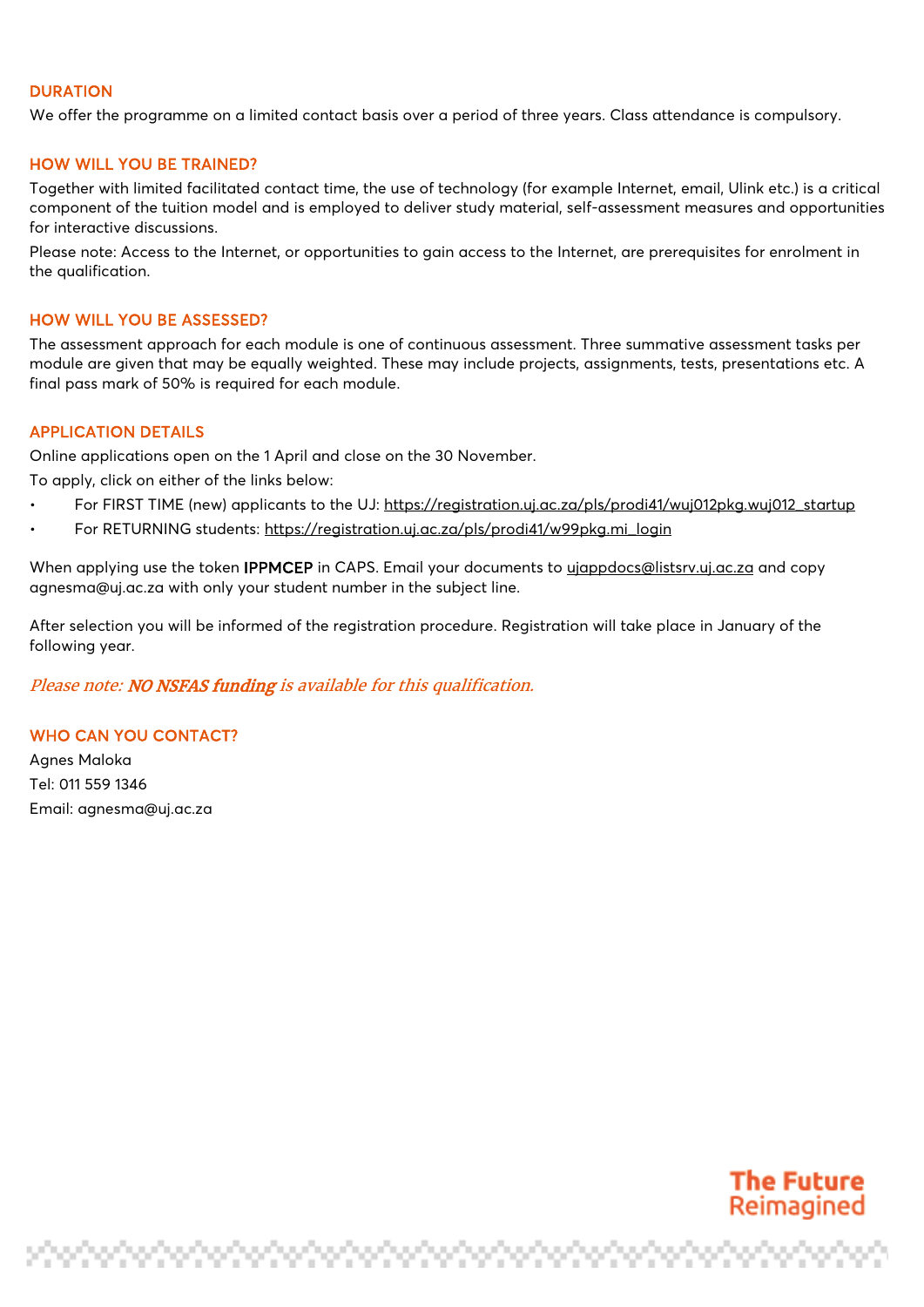## DURATION

We offer the programme on a limited contact basis over a period of three years. Class attendance is compulsory.

## HOW WILL YOU BE TRAINED?

Together with limited facilitated contact time, the use of technology (for example Internet, email, Ulink etc.) is a critical component of the tuition model and is employed to deliver study material, self-assessment measures and opportunities for interactive discussions.

Please note: Access to the Internet, or opportunities to gain access to the Internet, are prerequisites for enrolment in the qualification.

## HOW WILL YOU BE ASSESSED?

The assessment approach for each module is one of continuous assessment. Three summative assessment tasks per module are given that may be equally weighted. These may include projects, assignments, tests, presentations etc. A final pass mark of 50% is required for each module.

## APPLICATION DETAILS

Online applications open on the 1 April and close on the 30 November.

To apply, click on either of the links below:

- For FIRST TIME (new) applicants to the UJ: https://registration.uj.ac.za/pls/prodi41/wuj012pkg.wuj012_startup
- For RETURNING students: https://registration.uj.ac.za/pls/prodi41/w99pkg.mi_login

When applying use the token **IPPMCEP** in CAPS. Email your documents to ujappdocs@listsrv.uj.ac.za and copy agnesma@uj.ac.za with only your student number in the subject line.

After selection you will be informed of the registration procedure. Registration will take place in January of the following year.

*Please note: **NO NSFAS funding** is available for this qualification.*

## WHO CAN YOU CONTACT?

Agnes Maloka

Tel: 011 559 1346

Email: agnesma@uj.ac.za

**The Future Reimagined**